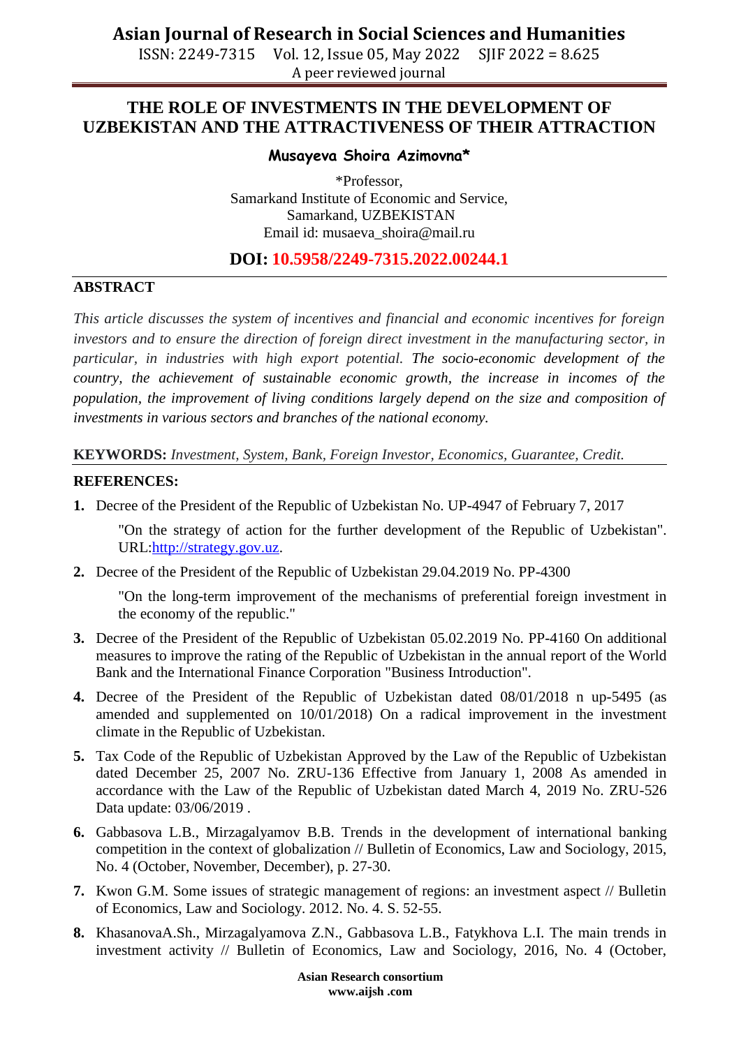# THE ROLE OF INVESTMENTS IN THE DEVELOPMENT OF UZBEKISTAN AND THE ATTRACTIVENESS OF THEIR ATTRACTION

**Musayeva Shoira Azimovna***

*Professor,
Samarkand Institute of Economic and Service,
Samarkand, UZBEKISTAN
Email id: musaeva_shoira@mail.ru

**DOI: 10.5958/2249-7315.2022.00244.1**

## ABSTRACT

*This article discusses the system of incentives and financial and economic incentives for foreign investors and to ensure the direction of foreign direct investment in the manufacturing sector, in particular, in industries with high export potential. The socio-economic development of the country, the achievement of sustainable economic growth, the increase in incomes of the population, the improvement of living conditions largely depend on the size and composition of investments in various sectors and branches of the national economy.*

**KEYWORDS:** *Investment, System, Bank, Foreign Investor, Economics, Guarantee, Credit.*

## REFERENCES:

1. Decree of the President of the Republic of Uzbekistan No. UP-4947 of February 7, 2017

   "On the strategy of action for the further development of the Republic of Uzbekistan". URL:http://strategy.gov.uz.

2. Decree of the President of the Republic of Uzbekistan 29.04.2019 No. PP-4300

   "On the long-term improvement of the mechanisms of preferential foreign investment in the economy of the republic."

3. Decree of the President of the Republic of Uzbekistan 05.02.2019 No. PP-4160 On additional measures to improve the rating of the Republic of Uzbekistan in the annual report of the World Bank and the International Finance Corporation "Business Introduction".

4. Decree of the President of the Republic of Uzbekistan dated 08/01/2018 n up-5495 (as amended and supplemented on 10/01/2018) On a radical improvement in the investment climate in the Republic of Uzbekistan.

5. Tax Code of the Republic of Uzbekistan Approved by the Law of the Republic of Uzbekistan dated December 25, 2007 No. ZRU-136 Effective from January 1, 2008 As amended in accordance with the Law of the Republic of Uzbekistan dated March 4, 2019 No. ZRU-526 Data update: 03/06/2019 .

6. Gabbasova L.B., Mirzagalyamov B.B. Trends in the development of international banking competition in the context of globalization // Bulletin of Economics, Law and Sociology, 2015, No. 4 (October, November, December), p. 27-30.

7. Kwon G.M. Some issues of strategic management of regions: an investment aspect // Bulletin of Economics, Law and Sociology. 2012. No. 4. S. 52-55.

8. KhasanovaA.Sh., Mirzagalyamova Z.N., Gabbasova L.B., Fatykhova L.I. The main trends in investment activity // Bulletin of Economics, Law and Sociology, 2016, No. 4 (October,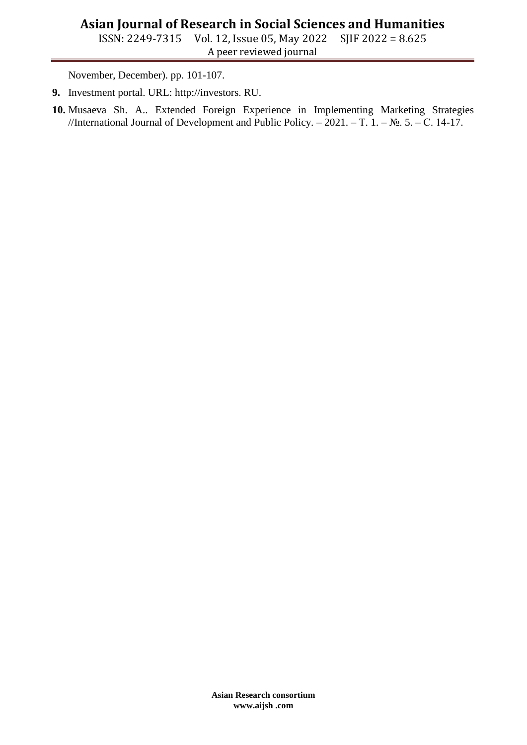November, December). pp. 101-107.

9. Investment portal. URL: http://investors. RU.
10. Musaeva Sh. A.. Extended Foreign Experience in Implementing Marketing Strategies //International Journal of Development and Public Policy. – 2021. – T. 1. – №. 5. – C. 14-17.